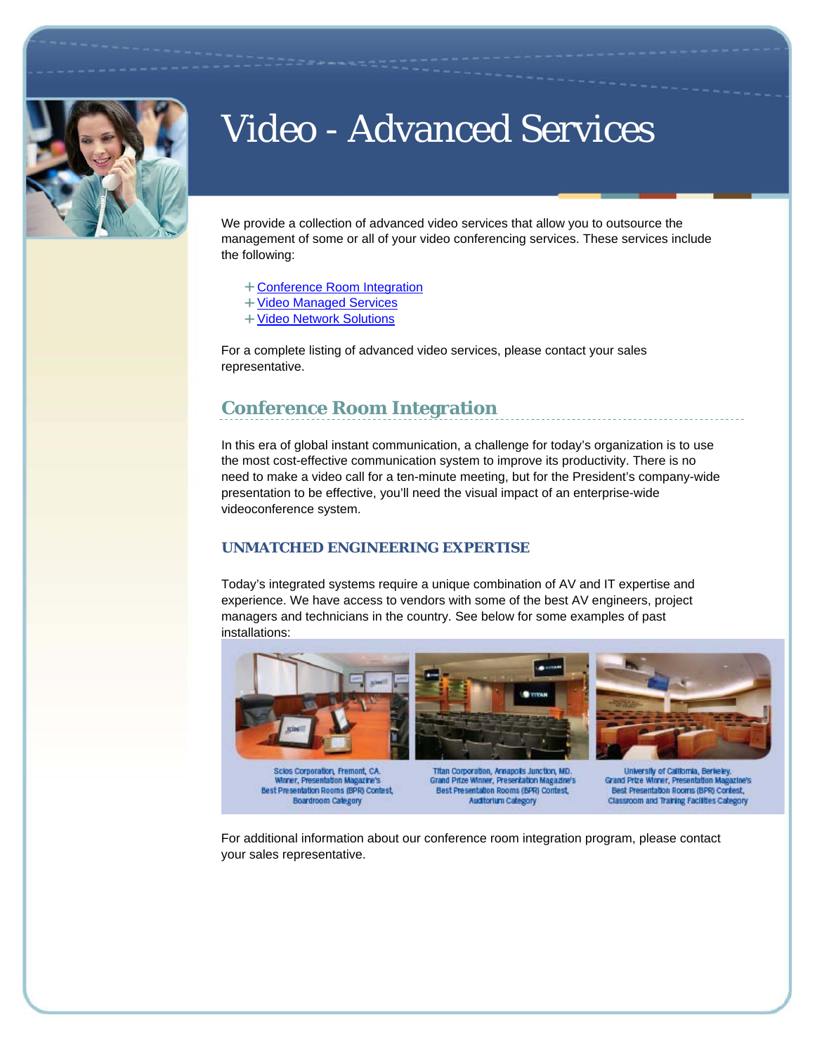# Video - Advanced Services

We provide a collection of advanced video services that allow you to outsource the management of some or all of your video conferencing services. These services include the following:

- Conference Room Integration
- Video Managed Services
- Video Network Solutions

For a complete listing of advanced video services, please contact your sales representative.

## Conference Room Integration

In this era of global instant communication, a challenge for today's organization is to use the most cost-effective communication system to improve its productivity. There is no need to make a video call for a ten-minute meeting, but for the President's company-wide presentation to be effective, you'll need the visual impact of an enterprise-wide videoconference system.

### UNMATCHED ENGINEERING EXPERTISE

Today's integrated systems require a unique combination of AV and IT expertise and experience. We have access to vendors with some of the best AV engineers, project managers and technicians in the country. See below for some examples of past installations:

Scios Corporation, Fremont, CA.
Winner, Presentation Magazine's Best Presentation Rooms (BPR) Contest, Boardroom Category

Titan Corporation, Annapolis Junction, MD.
Grand Prize Winner, Presentation Magazine's Best Presentation Rooms (BPR) Contest, Auditorium Category

University of California, Berkeley.
Grand Prize Winner, Presentation Magazine's Best Presentation Rooms (BPR) Contest, Classroom and Training Facilities Category

For additional information about our conference room integration program, please contact your sales representative.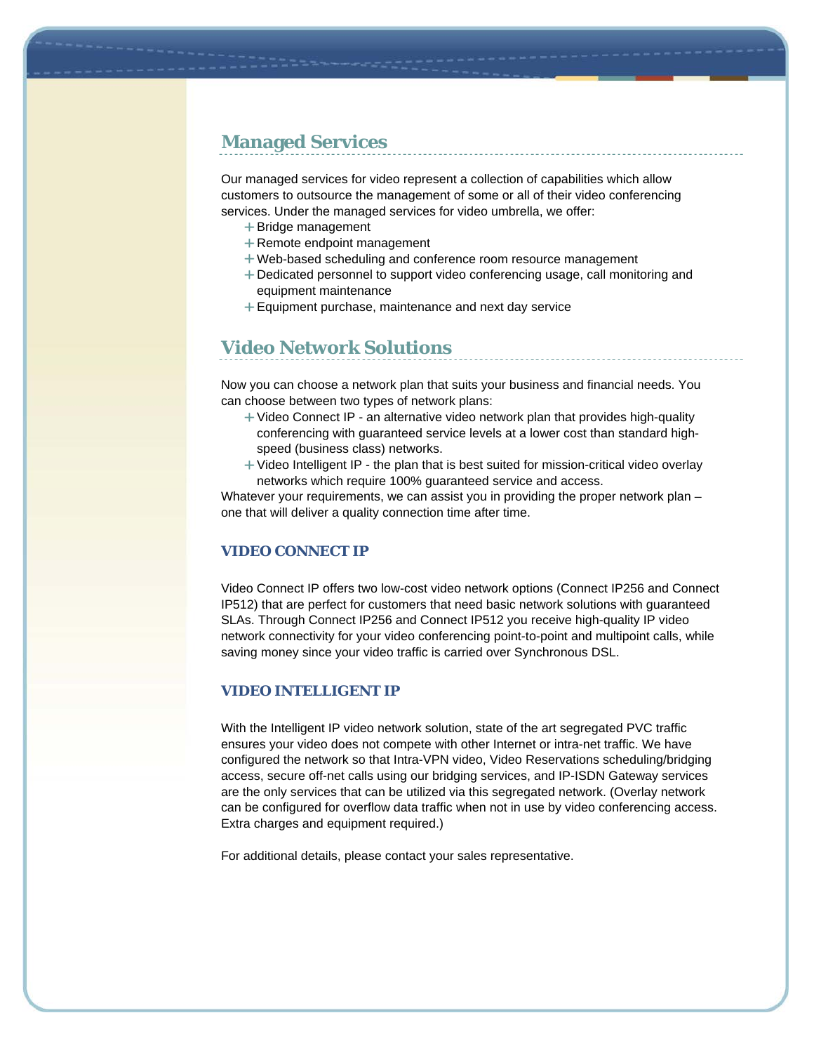## Managed Services

Our managed services for video represent a collection of capabilities which allow customers to outsource the management of some or all of their video conferencing services. Under the managed services for video umbrella, we offer:

- Bridge management
- Remote endpoint management
- Web-based scheduling and conference room resource management
- Dedicated personnel to support video conferencing usage, call monitoring and equipment maintenance
- Equipment purchase, maintenance and next day service

## Video Network Solutions

Now you can choose a network plan that suits your business and financial needs. You can choose between two types of network plans:

- Video Connect IP - an alternative video network plan that provides high-quality conferencing with guaranteed service levels at a lower cost than standard high-speed (business class) networks.
- Video Intelligent IP - the plan that is best suited for mission-critical video overlay networks which require 100% guaranteed service and access.

Whatever your requirements, we can assist you in providing the proper network plan – one that will deliver a quality connection time after time.

### VIDEO CONNECT IP

Video Connect IP offers two low-cost video network options (Connect IP256 and Connect IP512) that are perfect for customers that need basic network solutions with guaranteed SLAs. Through Connect IP256 and Connect IP512 you receive high-quality IP video network connectivity for your video conferencing point-to-point and multipoint calls, while saving money since your video traffic is carried over Synchronous DSL.

### VIDEO INTELLIGENT IP

With the Intelligent IP video network solution, state of the art segregated PVC traffic ensures your video does not compete with other Internet or intra-net traffic. We have configured the network so that Intra-VPN video, Video Reservations scheduling/bridging access, secure off-net calls using our bridging services, and IP-ISDN Gateway services are the only services that can be utilized via this segregated network. (Overlay network can be configured for overflow data traffic when not in use by video conferencing access. Extra charges and equipment required.)

For additional details, please contact your sales representative.